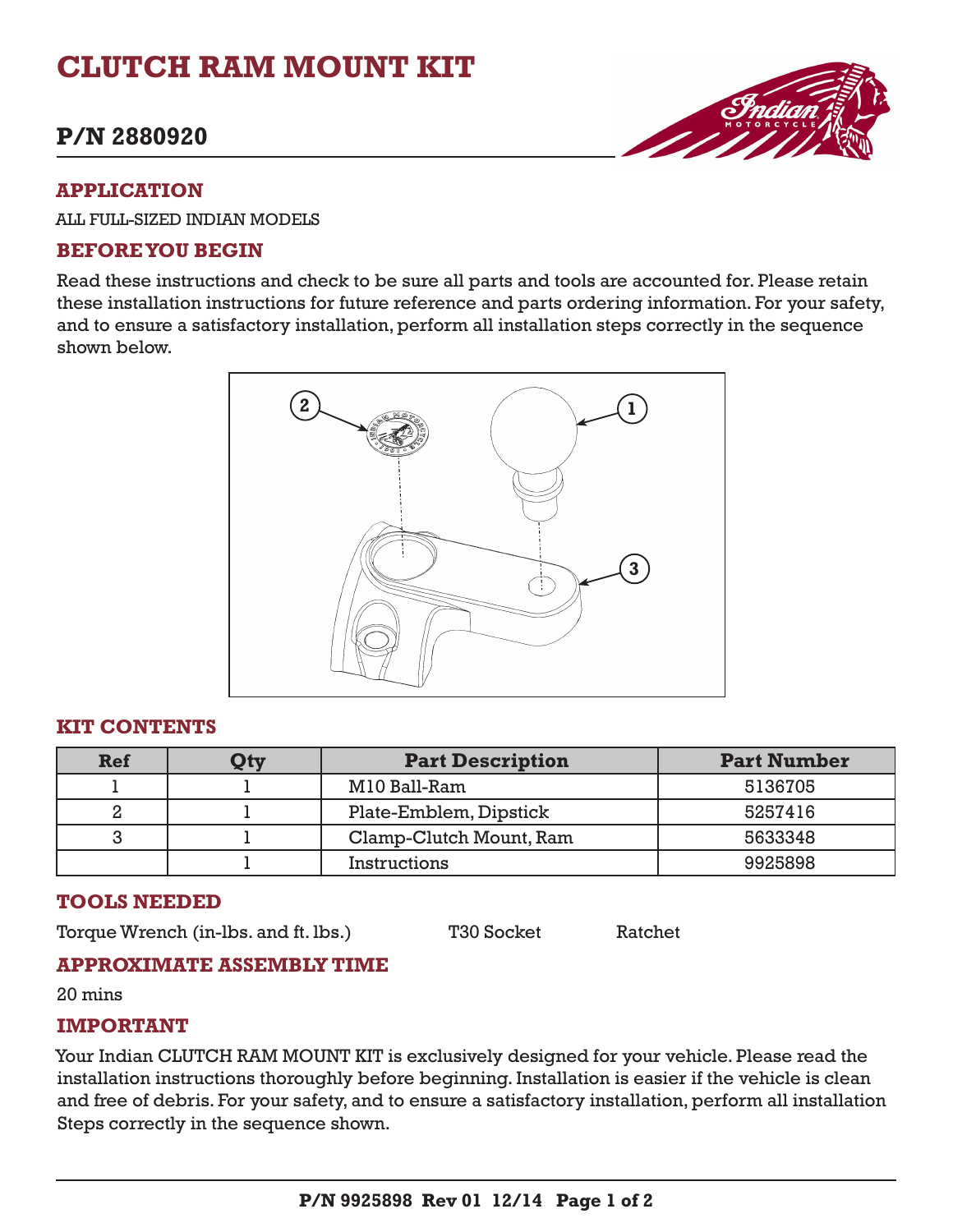# CLUTCH RAM MOUNT KIT

## P/N 2880920

### APPLICATION

ALL FULL-SIZED INDIAN MODELS

### BEFORE YOU BEGIN

Read these instructions and check to be sure all parts and tools are accounted for. Please retain these installation instructions for future reference and parts ordering information. For your safety, and to ensure a satisfactory installation, perform all installation steps correctly in the sequence shown below.

### KIT CONTENTS

| Ref | Qty | Part Description | Part Number |
|---|---|---|---|
| 1 | 1 | M10 Ball-Ram | 5136705 |
| 2 | 1 | Plate-Emblem, Dipstick | 5257416 |
| 3 | 1 | Clamp-Clutch Mount, Ram | 5633348 |
| | 1 | Instructions | 9925898 |

### TOOLS NEEDED

Torque Wrench (in-lbs. and ft. lbs.)    T30 Socket    Ratchet

### APPROXIMATE ASSEMBLY TIME

20 mins

### IMPORTANT

Your Indian CLUTCH RAM MOUNT KIT is exclusively designed for your vehicle. Please read the installation instructions thoroughly before beginning. Installation is easier if the vehicle is clean and free of debris. For your safety, and to ensure a satisfactory installation, perform all installation Steps correctly in the sequence shown.

P/N 9925898 Rev 01 12/14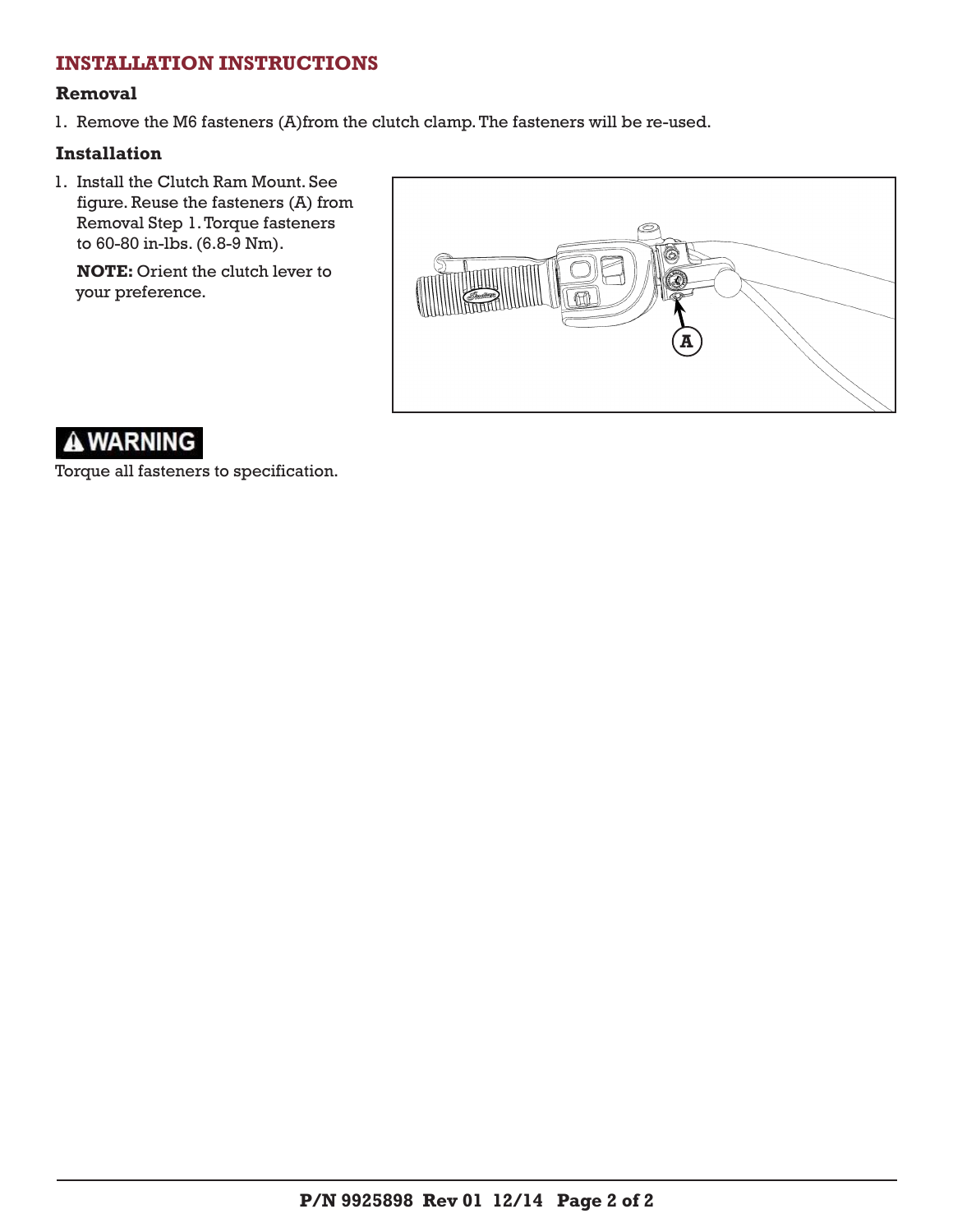## INSTALLATION INSTRUCTIONS

### Removal

1. Remove the M6 fasteners (A)from the clutch clamp. The fasteners will be re-used.

### Installation

1. Install the Clutch Ram Mount. See figure. Reuse the fasteners (A) from Removal Step 1. Torque fasteners to 60-80 in-lbs. (6.8-9 Nm).

   **NOTE:** Orient the clutch lever to your preference.

A

**⚠ WARNING**

Torque all fasteners to specification.

**P/N 9925898 Rev 01 12/14**